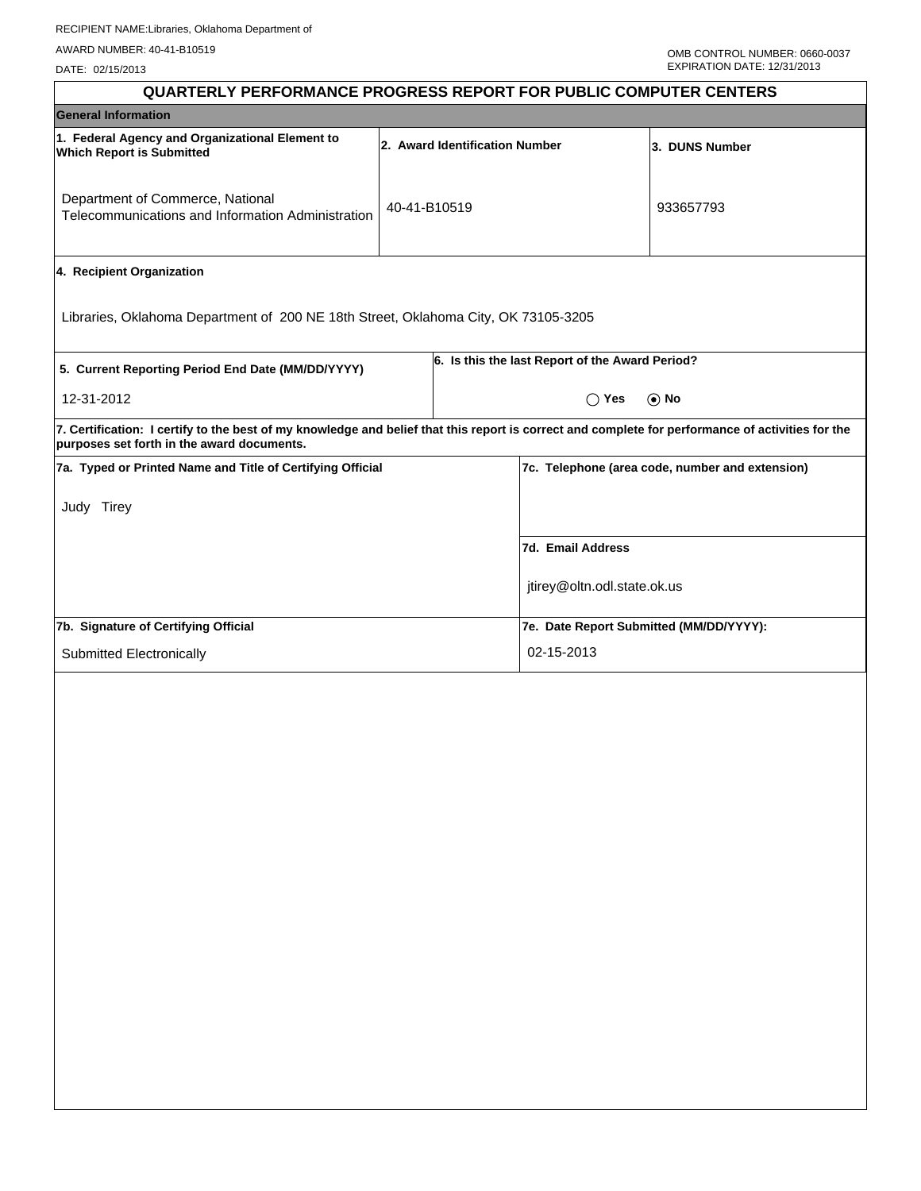RECIPIENT NAME:Libraries, Oklahoma Department of

AWARD NUMBER: 40-41-B10519

DATE: 02/15/2013

OMB CONTROL NUMBER: 0660-0037
EXPIRATION DATE: 12/31/2013

# QUARTERLY PERFORMANCE PROGRESS REPORT FOR PUBLIC COMPUTER CENTERS

## General Information

| 1. Federal Agency and Organizational Element to Which Report is Submitted | 2. Award Identification Number | 3. DUNS Number |
|---|---|---|
| Department of Commerce, National Telecommunications and Information Administration | 40-41-B10519 | 933657793 |

**4. Recipient Organization**

Libraries, Oklahoma Department of 200 NE 18th Street, Oklahoma City, OK 73105-3205

| 5. Current Reporting Period End Date (MM/DD/YYYY) | 6. Is this the last Report of the Award Period? |
|---|---|
| 12-31-2012 | ◯ Yes ⦿ No |

**7. Certification: I certify to the best of my knowledge and belief that this report is correct and complete for performance of activities for the purposes set forth in the award documents.**

| 7a. Typed or Printed Name and Title of Certifying Official | 7c. Telephone (area code, number and extension) |
|---|---|
| Judy Tirey | |
| | **7d. Email Address** |
| | jtirey@oltn.odl.state.ok.us |
| **7b. Signature of Certifying Official** | **7e. Date Report Submitted (MM/DD/YYYY):** |
| Submitted Electronically | 02-15-2013 |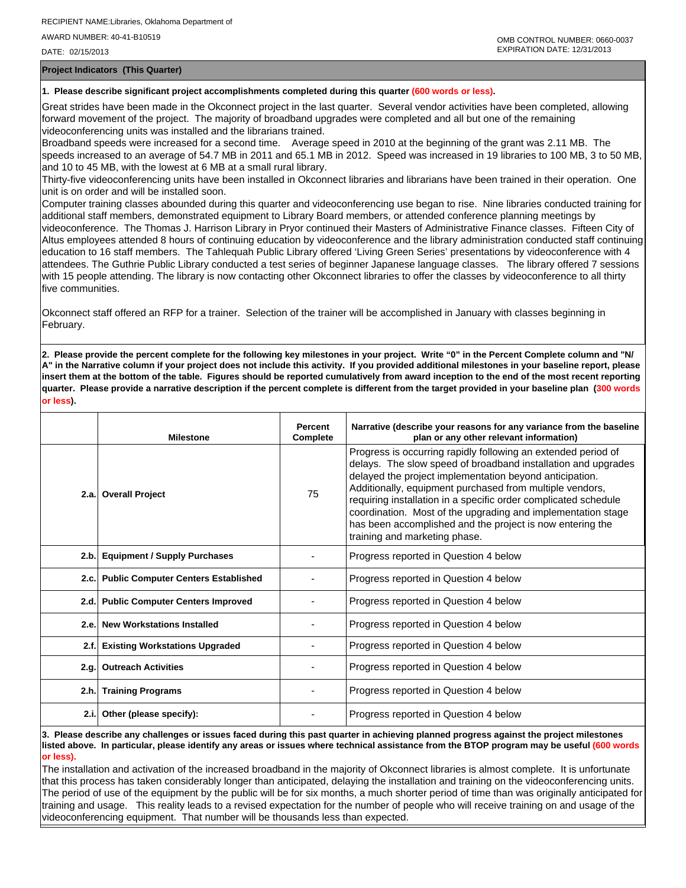RECIPIENT NAME:Libraries, Oklahoma Department of

AWARD NUMBER: 40-41-B10519

DATE: 02/15/2013

OMB CONTROL NUMBER: 0660-0037
EXPIRATION DATE: 12/31/2013

## Project Indicators (This Quarter)

**1. Please describe significant project accomplishments completed during this quarter (600 words or less).**

Great strides have been made in the Okconnect project in the last quarter. Several vendor activities have been completed, allowing forward movement of the project. The majority of broadband upgrades were completed and all but one of the remaining videoconferencing units was installed and the librarians trained.

Broadband speeds were increased for a second time. Average speed in 2010 at the beginning of the grant was 2.11 MB. The speeds increased to an average of 54.7 MB in 2011 and 65.1 MB in 2012. Speed was increased in 19 libraries to 100 MB, 3 to 50 MB, and 10 to 45 MB, with the lowest at 6 MB at a small rural library.

Thirty-five videoconferencing units have been installed in Okconnect libraries and librarians have been trained in their operation. One unit is on order and will be installed soon.

Computer training classes abounded during this quarter and videoconferencing use began to rise. Nine libraries conducted training for additional staff members, demonstrated equipment to Library Board members, or attended conference planning meetings by videoconference. The Thomas J. Harrison Library in Pryor continued their Masters of Administrative Finance classes. Fifteen City of Altus employees attended 8 hours of continuing education by videoconference and the library administration conducted staff continuing education to 16 staff members. The Tahlequah Public Library offered 'Living Green Series' presentations by videoconference with 4 attendees. The Guthrie Public Library conducted a test series of beginner Japanese language classes. The library offered 7 sessions with 15 people attending. The library is now contacting other Okconnect libraries to offer the classes by videoconference to all thirty five communities.

Okconnect staff offered an RFP for a trainer. Selection of the trainer will be accomplished in January with classes beginning in February.

**2. Please provide the percent complete for the following key milestones in your project. Write "0" in the Percent Complete column and "N/A" in the Narrative column if your project does not include this activity. If you provided additional milestones in your baseline report, please insert them at the bottom of the table. Figures should be reported cumulatively from award inception to the end of the most recent reporting quarter. Please provide a narrative description if the percent complete is different from the target provided in your baseline plan (300 words or less).**

| | Milestone | Percent Complete | Narrative (describe your reasons for any variance from the baseline plan or any other relevant information) |
|---|---|---|---|
| 2.a. | **Overall Project** | 75 | Progress is occurring rapidly following an extended period of delays. The slow speed of broadband installation and upgrades delayed the project implementation beyond anticipation. Additionally, equipment purchased from multiple vendors, requiring installation in a specific order complicated schedule coordination. Most of the upgrading and implementation stage has been accomplished and the project is now entering the training and marketing phase. |
| 2.b. | **Equipment / Supply Purchases** | - | Progress reported in Question 4 below |
| 2.c. | **Public Computer Centers Established** | - | Progress reported in Question 4 below |
| 2.d. | **Public Computer Centers Improved** | - | Progress reported in Question 4 below |
| 2.e. | **New Workstations Installed** | - | Progress reported in Question 4 below |
| 2.f. | **Existing Workstations Upgraded** | - | Progress reported in Question 4 below |
| 2.g. | **Outreach Activities** | - | Progress reported in Question 4 below |
| 2.h. | **Training Programs** | - | Progress reported in Question 4 below |
| 2.i. | **Other (please specify):** | - | Progress reported in Question 4 below |

**3. Please describe any challenges or issues faced during this past quarter in achieving planned progress against the project milestones listed above. In particular, please identify any areas or issues where technical assistance from the BTOP program may be useful (600 words or less).**

The installation and activation of the increased broadband in the majority of Okconnect libraries is almost complete. It is unfortunate that this process has taken considerably longer than anticipated, delaying the installation and training on the videoconferencing units. The period of use of the equipment by the public will be for six months, a much shorter period of time than was originally anticipated for training and usage. This reality leads to a revised expectation for the number of people who will receive training on and usage of the videoconferencing equipment. That number will be thousands less than expected.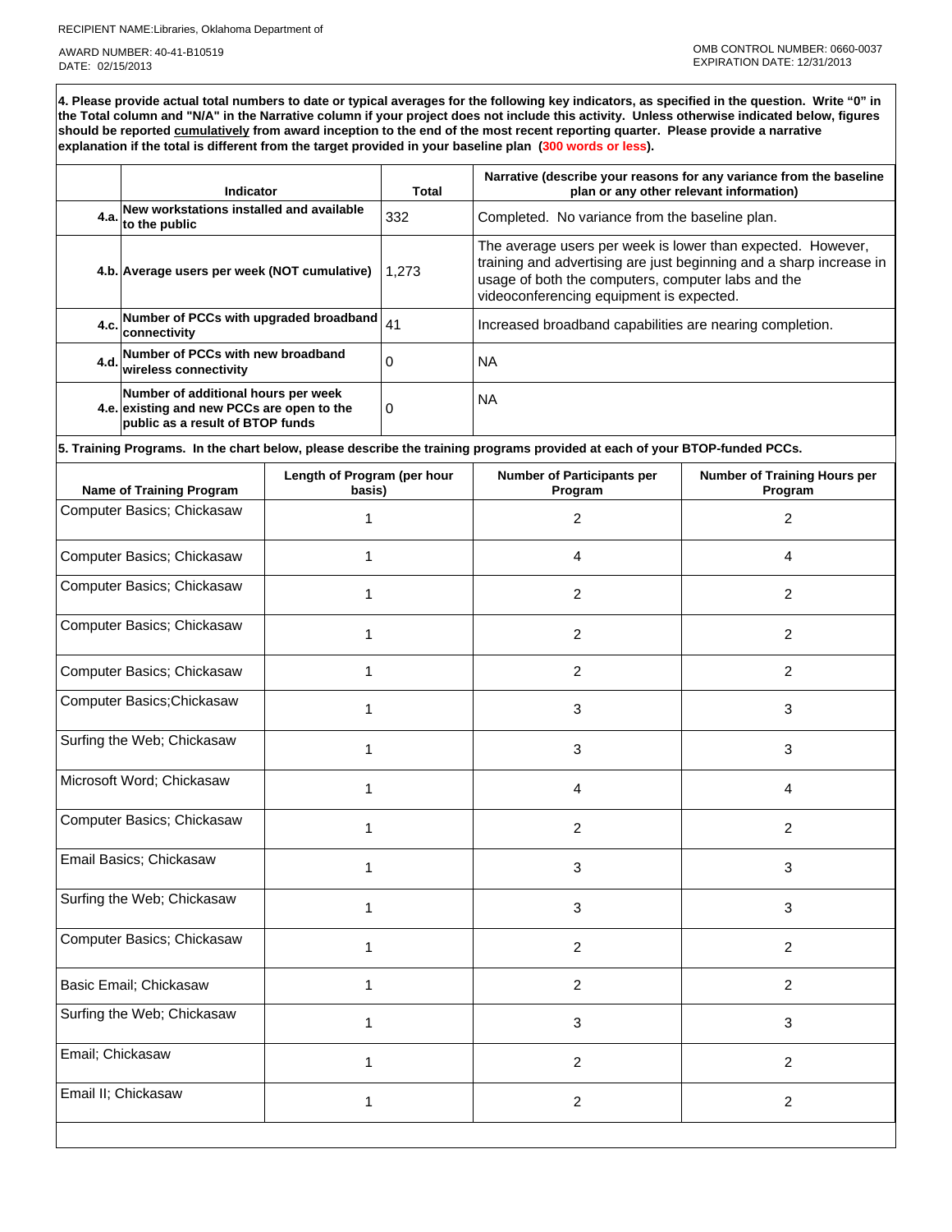RECIPIENT NAME:Libraries, Oklahoma Department of

AWARD NUMBER: 40-41-B10519

DATE: 02/15/2013

OMB CONTROL NUMBER: 0660-0037

EXPIRATION DATE: 12/31/2013

**4. Please provide actual total numbers to date or typical averages for the following key indicators, as specified in the question. Write "0" in the Total column and "N/A" in the Narrative column if your project does not include this activity. Unless otherwise indicated below, figures should be reported cumulatively from award inception to the end of the most recent reporting quarter. Please provide a narrative explanation if the total is different from the target provided in your baseline plan (300 words or less).**

| | Indicator | Total | Narrative (describe your reasons for any variance from the baseline plan or any other relevant information) |
|---|---|---|---|
| 4.a. | New workstations installed and available to the public | 332 | Completed. No variance from the baseline plan. |
| 4.b. | Average users per week (NOT cumulative) | 1,273 | The average users per week is lower than expected. However, training and advertising are just beginning and a sharp increase in usage of both the computers, computer labs and the videoconferencing equipment is expected. |
| 4.c. | Number of PCCs with upgraded broadband connectivity | 41 | Increased broadband capabilities are nearing completion. |
| 4.d. | Number of PCCs with new broadband wireless connectivity | 0 | NA |
| 4.e. | Number of additional hours per week existing and new PCCs are open to the public as a result of BTOP funds | 0 | NA |

**5. Training Programs. In the chart below, please describe the training programs provided at each of your BTOP-funded PCCs.**

| Name of Training Program | Length of Program (per hour basis) | Number of Participants per Program | Number of Training Hours per Program |
|---|---|---|---|
| Computer Basics; Chickasaw | 1 | 2 | 2 |
| Computer Basics; Chickasaw | 1 | 4 | 4 |
| Computer Basics; Chickasaw | 1 | 2 | 2 |
| Computer Basics; Chickasaw | 1 | 2 | 2 |
| Computer Basics; Chickasaw | 1 | 2 | 2 |
| Computer Basics;Chickasaw | 1 | 3 | 3 |
| Surfing the Web; Chickasaw | 1 | 3 | 3 |
| Microsoft Word; Chickasaw | 1 | 4 | 4 |
| Computer Basics; Chickasaw | 1 | 2 | 2 |
| Email Basics; Chickasaw | 1 | 3 | 3 |
| Surfing the Web; Chickasaw | 1 | 3 | 3 |
| Computer Basics; Chickasaw | 1 | 2 | 2 |
| Basic Email; Chickasaw | 1 | 2 | 2 |
| Surfing the Web; Chickasaw | 1 | 3 | 3 |
| Email; Chickasaw | 1 | 2 | 2 |
| Email II; Chickasaw | 1 | 2 | 2 |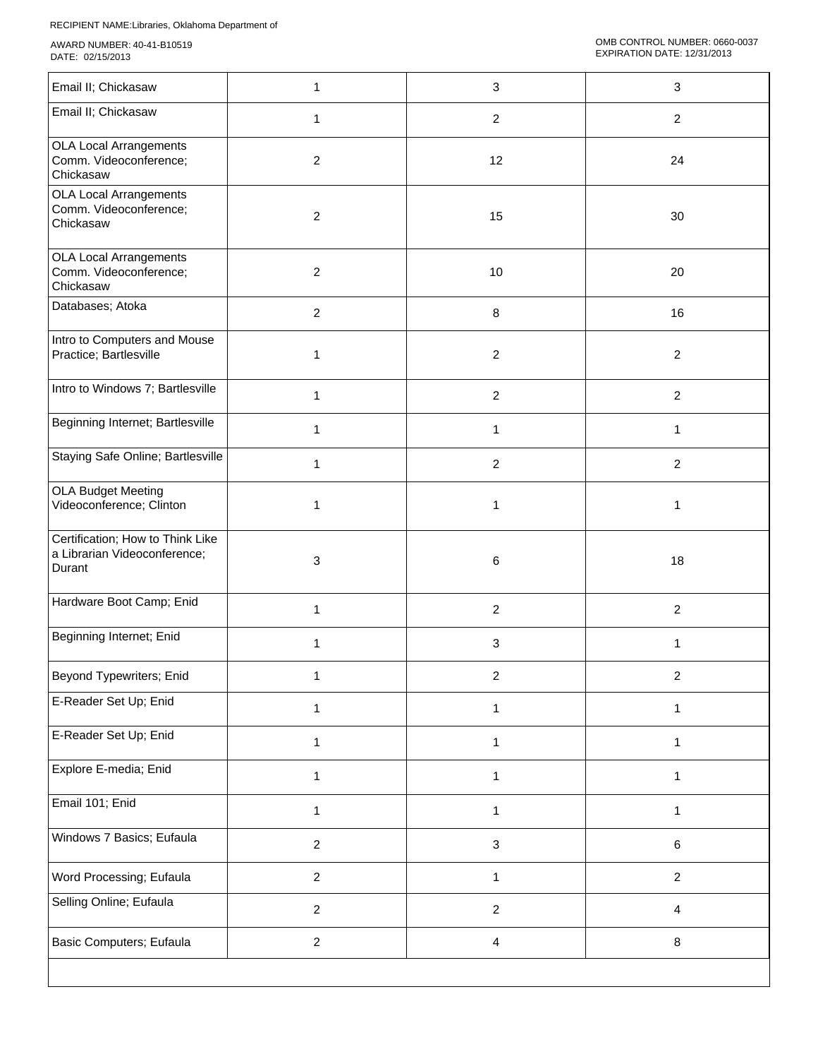RECIPIENT NAME:Libraries, Oklahoma Department of

AWARD NUMBER: 40-41-B10519
DATE: 02/15/2013

OMB CONTROL NUMBER: 0660-0037
EXPIRATION DATE: 12/31/2013

| | | | |
|---|---|---|---|
| Email II; Chickasaw | 1 | 3 | 3 |
| Email II; Chickasaw | 1 | 2 | 2 |
| OLA Local Arrangements Comm. Videoconference; Chickasaw | 2 | 12 | 24 |
| OLA Local Arrangements Comm. Videoconference; Chickasaw | 2 | 15 | 30 |
| OLA Local Arrangements Comm. Videoconference; Chickasaw | 2 | 10 | 20 |
| Databases; Atoka | 2 | 8 | 16 |
| Intro to Computers and Mouse Practice; Bartlesville | 1 | 2 | 2 |
| Intro to Windows 7; Bartlesville | 1 | 2 | 2 |
| Beginning Internet; Bartlesville | 1 | 1 | 1 |
| Staying Safe Online; Bartlesville | 1 | 2 | 2 |
| OLA Budget Meeting Videoconference; Clinton | 1 | 1 | 1 |
| Certification; How to Think Like a Librarian Videoconference; Durant | 3 | 6 | 18 |
| Hardware Boot Camp; Enid | 1 | 2 | 2 |
| Beginning Internet; Enid | 1 | 3 | 1 |
| Beyond Typewriters; Enid | 1 | 2 | 2 |
| E-Reader Set Up; Enid | 1 | 1 | 1 |
| E-Reader Set Up; Enid | 1 | 1 | 1 |
| Explore E-media; Enid | 1 | 1 | 1 |
| Email 101; Enid | 1 | 1 | 1 |
| Windows 7 Basics; Eufaula | 2 | 3 | 6 |
| Word Processing; Eufaula | 2 | 1 | 2 |
| Selling Online; Eufaula | 2 | 2 | 4 |
| Basic Computers; Eufaula | 2 | 4 | 8 |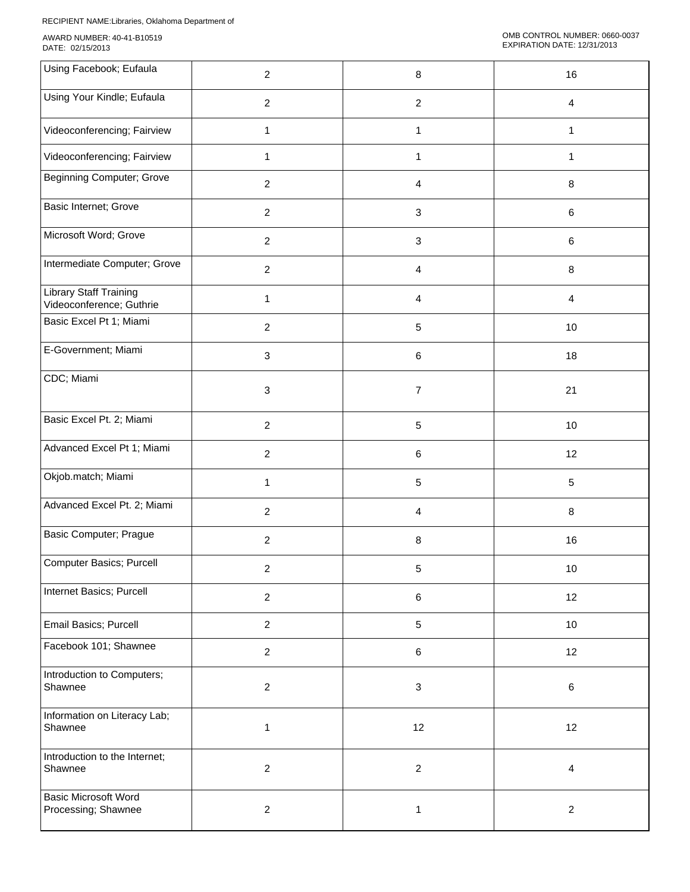RECIPIENT NAME:Libraries, Oklahoma Department of

AWARD NUMBER: 40-41-B10519
DATE: 02/15/2013

OMB CONTROL NUMBER: 0660-0037
EXPIRATION DATE: 12/31/2013

| | | | |
|---|---|---|---|
| Using Facebook; Eufaula | 2 | 8 | 16 |
| Using Your Kindle; Eufaula | 2 | 2 | 4 |
| Videoconferencing; Fairview | 1 | 1 | 1 |
| Videoconferencing; Fairview | 1 | 1 | 1 |
| Beginning Computer; Grove | 2 | 4 | 8 |
| Basic Internet; Grove | 2 | 3 | 6 |
| Microsoft Word; Grove | 2 | 3 | 6 |
| Intermediate Computer; Grove | 2 | 4 | 8 |
| Library Staff Training Videoconference; Guthrie | 1 | 4 | 4 |
| Basic Excel Pt 1; Miami | 2 | 5 | 10 |
| E-Government; Miami | 3 | 6 | 18 |
| CDC; Miami | 3 | 7 | 21 |
| Basic Excel Pt. 2; Miami | 2 | 5 | 10 |
| Advanced Excel Pt 1; Miami | 2 | 6 | 12 |
| Okjob.match; Miami | 1 | 5 | 5 |
| Advanced Excel Pt. 2; Miami | 2 | 4 | 8 |
| Basic Computer; Prague | 2 | 8 | 16 |
| Computer Basics; Purcell | 2 | 5 | 10 |
| Internet Basics; Purcell | 2 | 6 | 12 |
| Email Basics; Purcell | 2 | 5 | 10 |
| Facebook 101; Shawnee | 2 | 6 | 12 |
| Introduction to Computers; Shawnee | 2 | 3 | 6 |
| Information on Literacy Lab; Shawnee | 1 | 12 | 12 |
| Introduction to the Internet; Shawnee | 2 | 2 | 4 |
| Basic Microsoft Word Processing; Shawnee | 2 | 1 | 2 |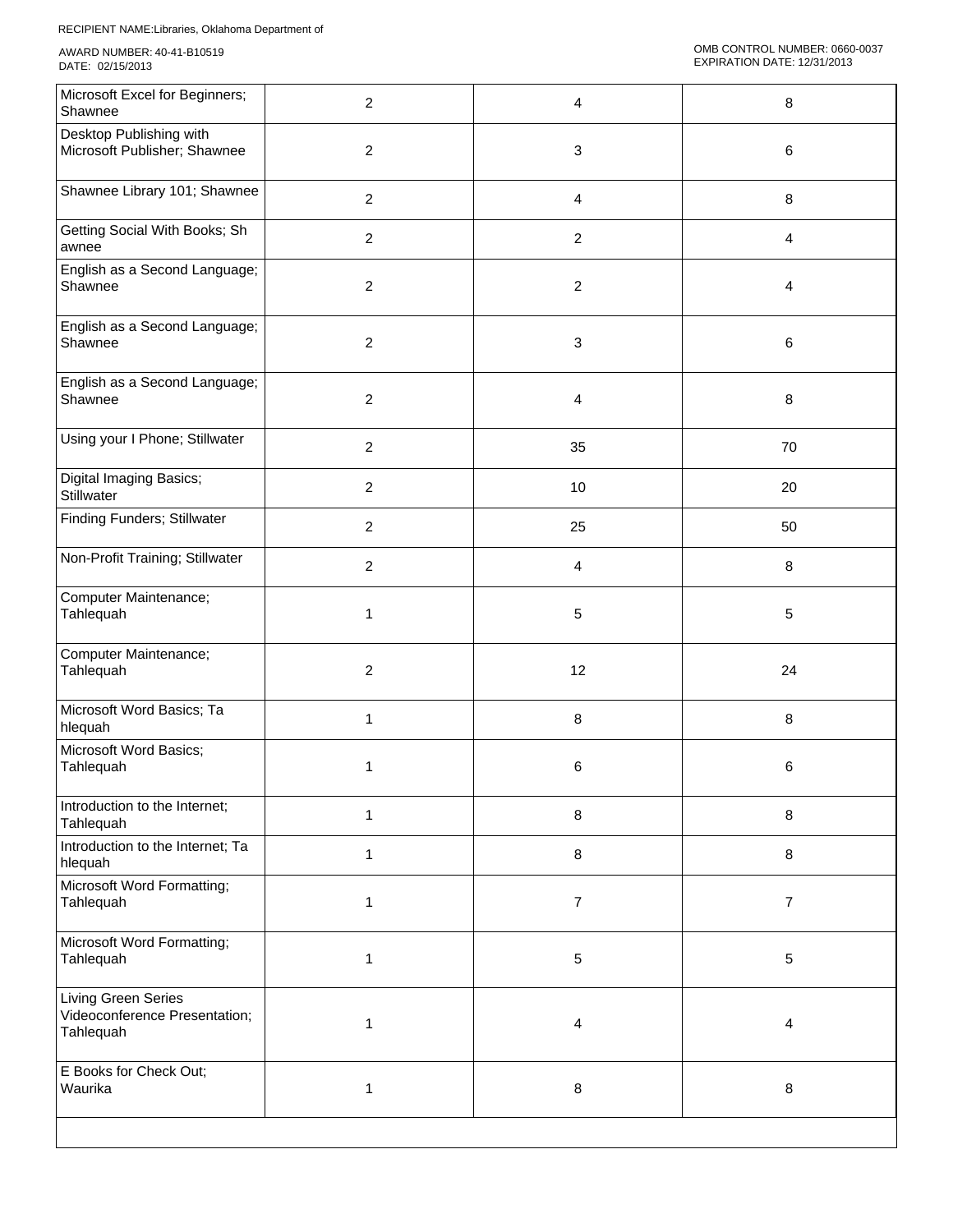| | | | |
|---|---|---|---|
| Microsoft Excel for Beginners; Shawnee | 2 | 4 | 8 |
| Desktop Publishing with Microsoft Publisher; Shawnee | 2 | 3 | 6 |
| Shawnee Library 101; Shawnee | 2 | 4 | 8 |
| Getting Social With Books; Shawnee | 2 | 2 | 4 |
| English as a Second Language; Shawnee | 2 | 2 | 4 |
| English as a Second Language; Shawnee | 2 | 3 | 6 |
| English as a Second Language; Shawnee | 2 | 4 | 8 |
| Using your I Phone; Stillwater | 2 | 35 | 70 |
| Digital Imaging Basics; Stillwater | 2 | 10 | 20 |
| Finding Funders; Stillwater | 2 | 25 | 50 |
| Non-Profit Training; Stillwater | 2 | 4 | 8 |
| Computer Maintenance; Tahlequah | 1 | 5 | 5 |
| Computer Maintenance; Tahlequah | 2 | 12 | 24 |
| Microsoft Word Basics; Tahlequah | 1 | 8 | 8 |
| Microsoft Word Basics; Tahlequah | 1 | 6 | 6 |
| Introduction to the Internet; Tahlequah | 1 | 8 | 8 |
| Introduction to the Internet; Tahlequah | 1 | 8 | 8 |
| Microsoft Word Formatting; Tahlequah | 1 | 7 | 7 |
| Microsoft Word Formatting; Tahlequah | 1 | 5 | 5 |
| Living Green Series Videoconference Presentation; Tahlequah | 1 | 4 | 4 |
| E Books for Check Out; Waurika | 1 | 8 | 8 |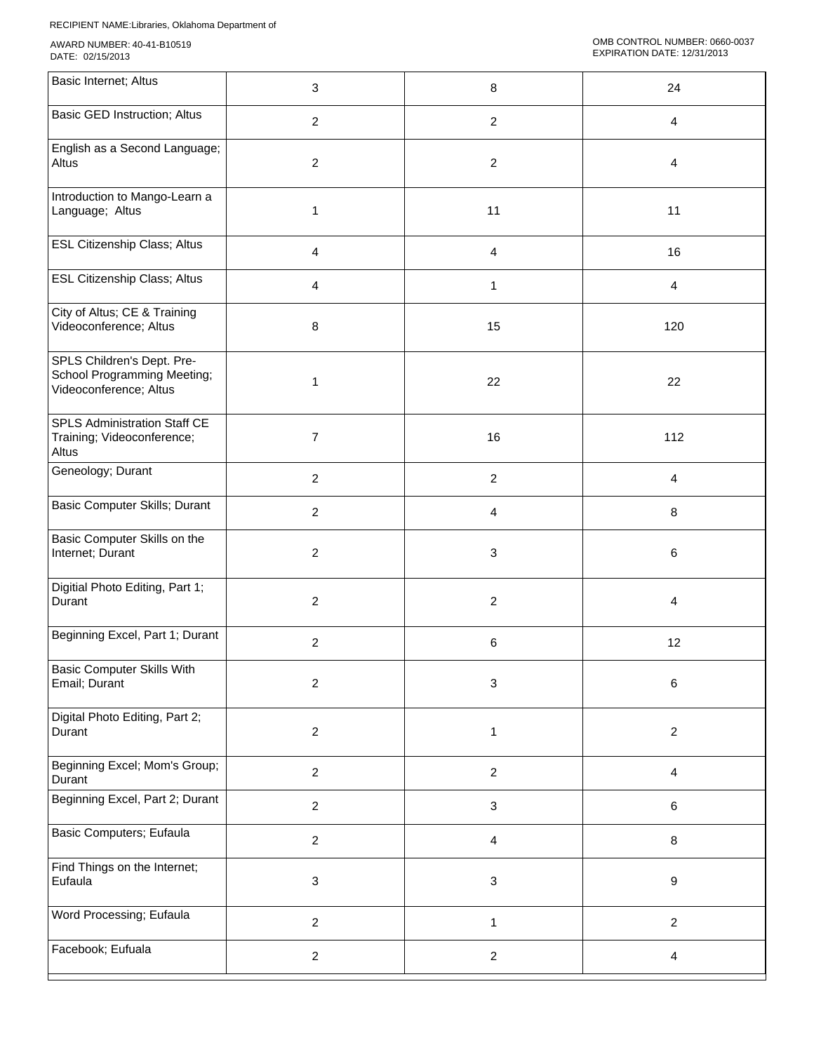RECIPIENT NAME:Libraries, Oklahoma Department of

AWARD NUMBER: 40-41-B10519
DATE: 02/15/2013

OMB CONTROL NUMBER: 0660-0037
EXPIRATION DATE: 12/31/2013

| | | | |
|---|---|---|---|
| Basic Internet; Altus | 3 | 8 | 24 |
| Basic GED Instruction; Altus | 2 | 2 | 4 |
| English as a Second Language; Altus | 2 | 2 | 4 |
| Introduction to Mango-Learn a Language; Altus | 1 | 11 | 11 |
| ESL Citizenship Class; Altus | 4 | 4 | 16 |
| ESL Citizenship Class; Altus | 4 | 1 | 4 |
| City of Altus; CE & Training Videoconference; Altus | 8 | 15 | 120 |
| SPLS Children's Dept. Pre-School Programming Meeting; Videoconference; Altus | 1 | 22 | 22 |
| SPLS Administration Staff CE Training; Videoconference; Altus | 7 | 16 | 112 |
| Geneology; Durant | 2 | 2 | 4 |
| Basic Computer Skills; Durant | 2 | 4 | 8 |
| Basic Computer Skills on the Internet; Durant | 2 | 3 | 6 |
| Digitial Photo Editing, Part 1; Durant | 2 | 2 | 4 |
| Beginning Excel, Part 1; Durant | 2 | 6 | 12 |
| Basic Computer Skills With Email; Durant | 2 | 3 | 6 |
| Digital Photo Editing, Part 2; Durant | 2 | 1 | 2 |
| Beginning Excel; Mom's Group; Durant | 2 | 2 | 4 |
| Beginning Excel, Part 2; Durant | 2 | 3 | 6 |
| Basic Computers; Eufaula | 2 | 4 | 8 |
| Find Things on the Internet; Eufaula | 3 | 3 | 9 |
| Word Processing; Eufaula | 2 | 1 | 2 |
| Facebook; Eufuala | 2 | 2 | 4 |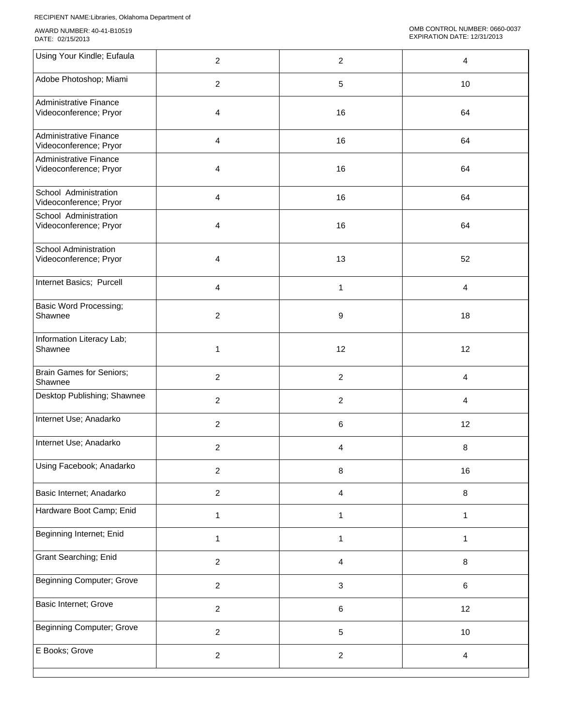RECIPIENT NAME:Libraries, Oklahoma Department of

AWARD NUMBER: 40-41-B10519
DATE: 02/15/2013

OMB CONTROL NUMBER: 0660-0037
EXPIRATION DATE: 12/31/2013

| | | | |
|---|---|---|---|
| Using Your Kindle; Eufaula | 2 | 2 | 4 |
| Adobe Photoshop; Miami | 2 | 5 | 10 |
| Administrative Finance Videoconference; Pryor | 4 | 16 | 64 |
| Administrative Finance Videoconference; Pryor | 4 | 16 | 64 |
| Administrative Finance Videoconference; Pryor | 4 | 16 | 64 |
| School Administration Videoconference; Pryor | 4 | 16 | 64 |
| School Administration Videoconference; Pryor | 4 | 16 | 64 |
| School Administration Videoconference; Pryor | 4 | 13 | 52 |
| Internet Basics; Purcell | 4 | 1 | 4 |
| Basic Word Processing; Shawnee | 2 | 9 | 18 |
| Information Literacy Lab; Shawnee | 1 | 12 | 12 |
| Brain Games for Seniors; Shawnee | 2 | 2 | 4 |
| Desktop Publishing; Shawnee | 2 | 2 | 4 |
| Internet Use; Anadarko | 2 | 6 | 12 |
| Internet Use; Anadarko | 2 | 4 | 8 |
| Using Facebook; Anadarko | 2 | 8 | 16 |
| Basic Internet; Anadarko | 2 | 4 | 8 |
| Hardware Boot Camp; Enid | 1 | 1 | 1 |
| Beginning Internet; Enid | 1 | 1 | 1 |
| Grant Searching; Enid | 2 | 4 | 8 |
| Beginning Computer; Grove | 2 | 3 | 6 |
| Basic Internet; Grove | 2 | 6 | 12 |
| Beginning Computer; Grove | 2 | 5 | 10 |
| E Books; Grove | 2 | 2 | 4 |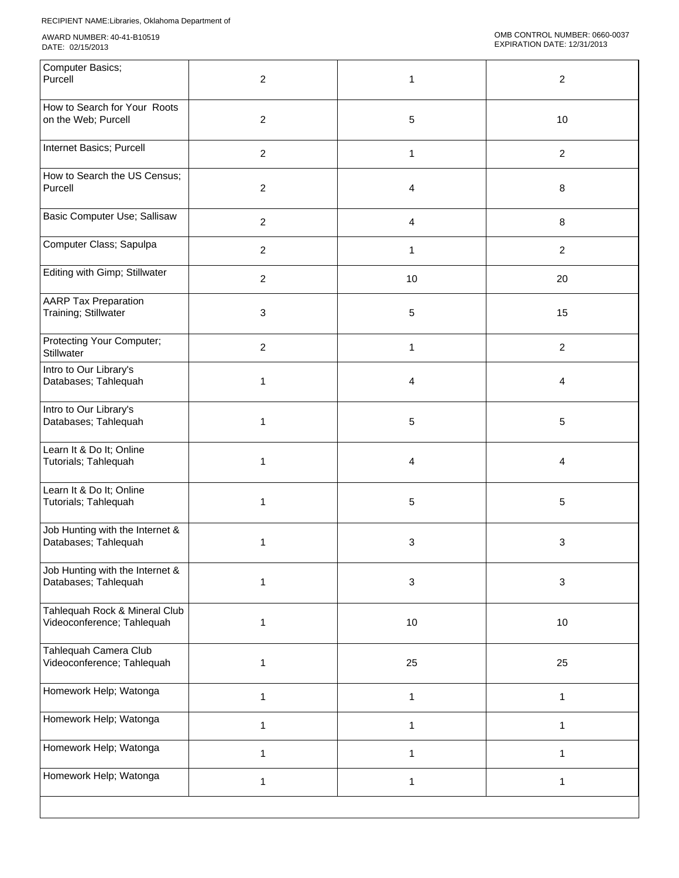RECIPIENT NAME:Libraries, Oklahoma Department of

AWARD NUMBER: 40-41-B10519
DATE: 02/15/2013

OMB CONTROL NUMBER: 0660-0037
EXPIRATION DATE: 12/31/2013

| | | | |
|---|---|---|---|
| Computer Basics; Purcell | 2 | 1 | 2 |
| How to Search for Your Roots on the Web; Purcell | 2 | 5 | 10 |
| Internet Basics; Purcell | 2 | 1 | 2 |
| How to Search the US Census; Purcell | 2 | 4 | 8 |
| Basic Computer Use; Sallisaw | 2 | 4 | 8 |
| Computer Class; Sapulpa | 2 | 1 | 2 |
| Editing with Gimp; Stillwater | 2 | 10 | 20 |
| AARP Tax Preparation Training; Stillwater | 3 | 5 | 15 |
| Protecting Your Computer; Stillwater | 2 | 1 | 2 |
| Intro to Our Library's Databases; Tahlequah | 1 | 4 | 4 |
| Intro to Our Library's Databases; Tahlequah | 1 | 5 | 5 |
| Learn It & Do It; Online Tutorials; Tahlequah | 1 | 4 | 4 |
| Learn It & Do It; Online Tutorials; Tahlequah | 1 | 5 | 5 |
| Job Hunting with the Internet & Databases; Tahlequah | 1 | 3 | 3 |
| Job Hunting with the Internet & Databases; Tahlequah | 1 | 3 | 3 |
| Tahlequah Rock & Mineral Club Videoconference; Tahlequah | 1 | 10 | 10 |
| Tahlequah Camera Club Videoconference; Tahlequah | 1 | 25 | 25 |
| Homework Help; Watonga | 1 | 1 | 1 |
| Homework Help; Watonga | 1 | 1 | 1 |
| Homework Help; Watonga | 1 | 1 | 1 |
| Homework Help; Watonga | 1 | 1 | 1 |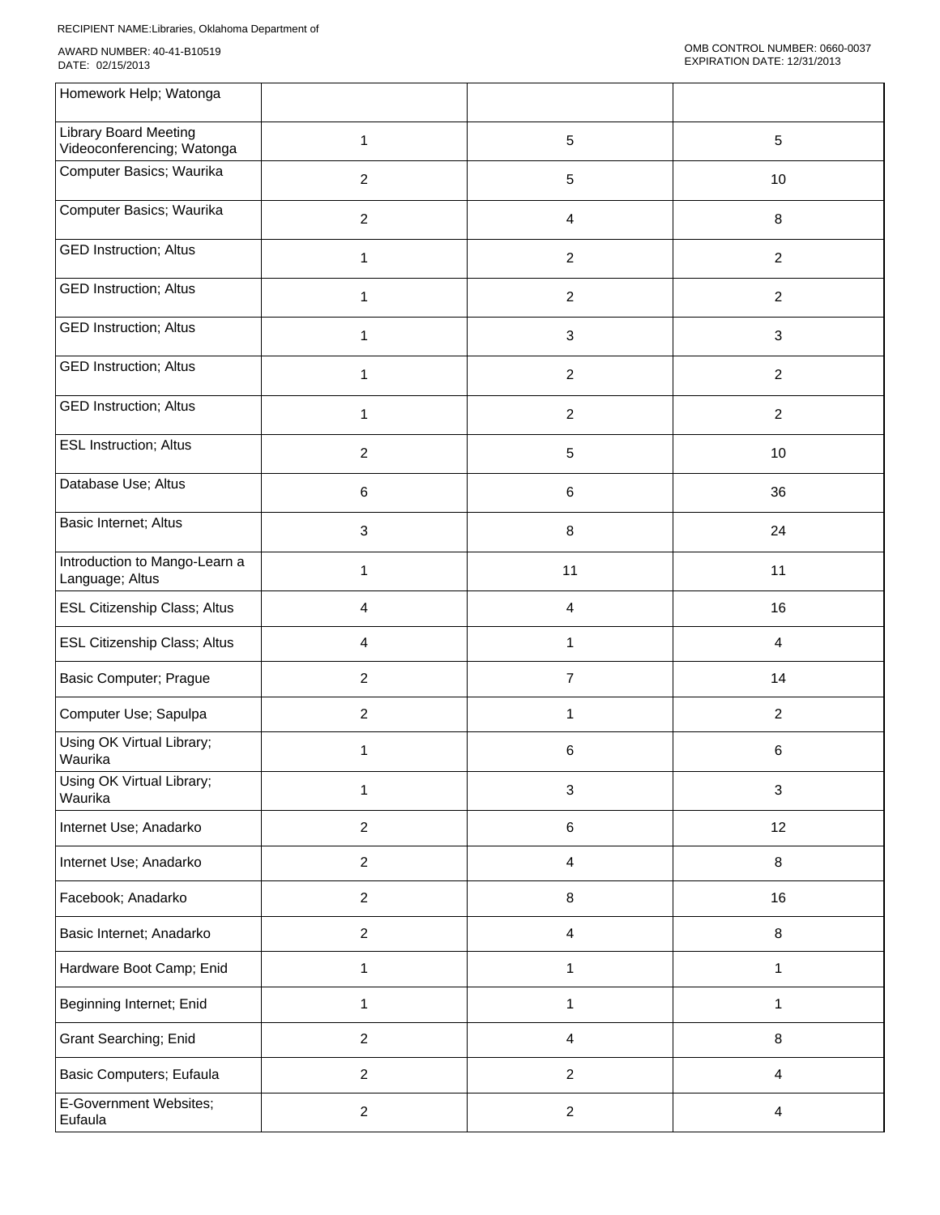| | | | |
|---|---|---|---|
| Homework Help; Watonga | | | |
| Library Board Meeting Videoconferencing; Watonga | 1 | 5 | 5 |
| Computer Basics; Waurika | 2 | 5 | 10 |
| Computer Basics; Waurika | 2 | 4 | 8 |
| GED Instruction; Altus | 1 | 2 | 2 |
| GED Instruction; Altus | 1 | 2 | 2 |
| GED Instruction; Altus | 1 | 3 | 3 |
| GED Instruction; Altus | 1 | 2 | 2 |
| GED Instruction; Altus | 1 | 2 | 2 |
| ESL Instruction; Altus | 2 | 5 | 10 |
| Database Use; Altus | 6 | 6 | 36 |
| Basic Internet; Altus | 3 | 8 | 24 |
| Introduction to Mango-Learn a Language; Altus | 1 | 11 | 11 |
| ESL Citizenship Class; Altus | 4 | 4 | 16 |
| ESL Citizenship Class; Altus | 4 | 1 | 4 |
| Basic Computer; Prague | 2 | 7 | 14 |
| Computer Use; Sapulpa | 2 | 1 | 2 |
| Using OK Virtual Library; Waurika | 1 | 6 | 6 |
| Using OK Virtual Library; Waurika | 1 | 3 | 3 |
| Internet Use; Anadarko | 2 | 6 | 12 |
| Internet Use; Anadarko | 2 | 4 | 8 |
| Facebook; Anadarko | 2 | 8 | 16 |
| Basic Internet; Anadarko | 2 | 4 | 8 |
| Hardware Boot Camp; Enid | 1 | 1 | 1 |
| Beginning Internet; Enid | 1 | 1 | 1 |
| Grant Searching; Enid | 2 | 4 | 8 |
| Basic Computers; Eufaula | 2 | 2 | 4 |
| E-Government Websites; Eufaula | 2 | 2 | 4 |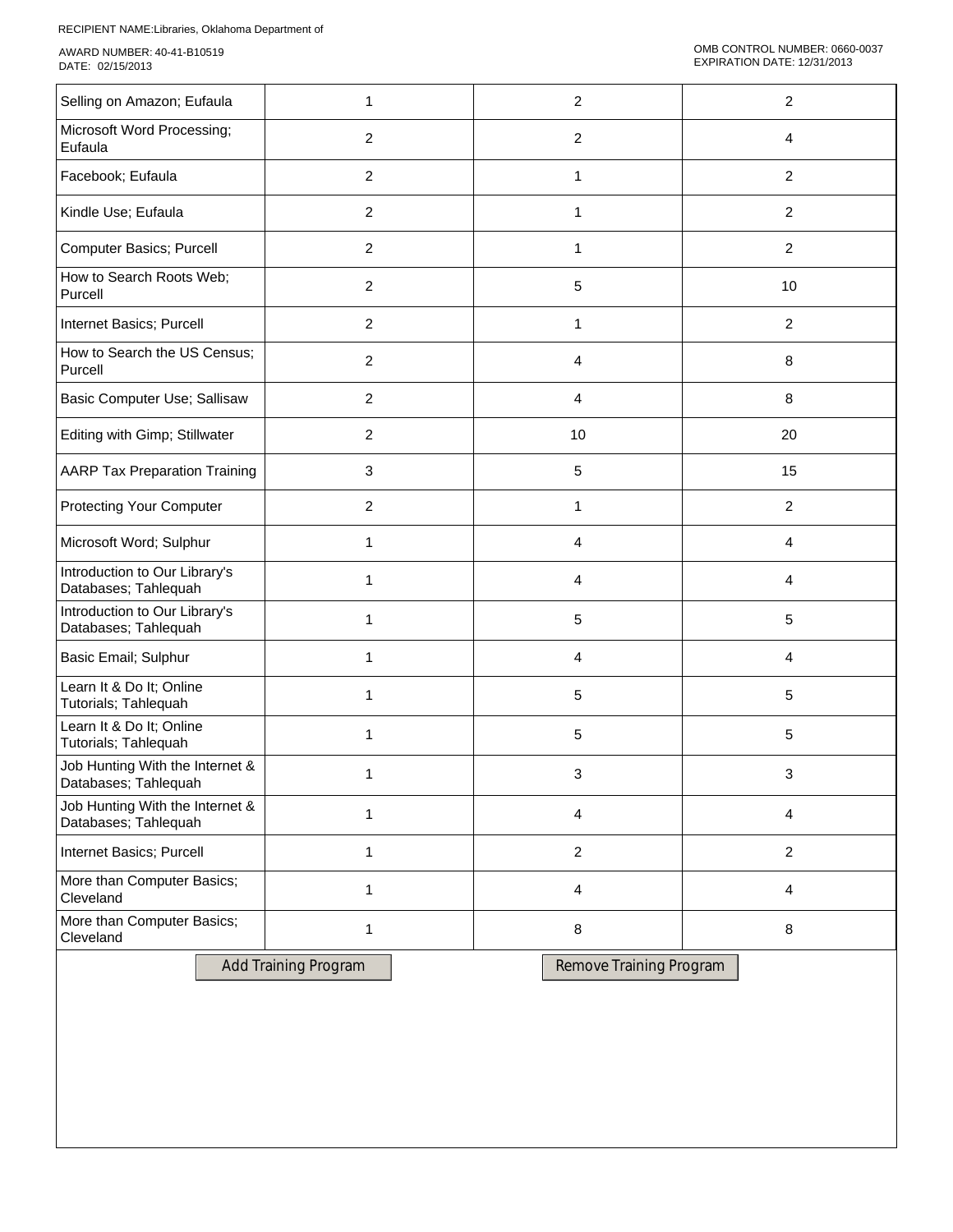RECIPIENT NAME:Libraries, Oklahoma Department of

AWARD NUMBER: 40-41-B10519
DATE: 02/15/2013

OMB CONTROL NUMBER: 0660-0037
EXPIRATION DATE: 12/31/2013

| | | | |
|---|---|---|---|
| Selling on Amazon; Eufaula | 1 | 2 | 2 |
| Microsoft Word Processing; Eufaula | 2 | 2 | 4 |
| Facebook; Eufaula | 2 | 1 | 2 |
| Kindle Use; Eufaula | 2 | 1 | 2 |
| Computer Basics; Purcell | 2 | 1 | 2 |
| How to Search Roots Web; Purcell | 2 | 5 | 10 |
| Internet Basics; Purcell | 2 | 1 | 2 |
| How to Search the US Census; Purcell | 2 | 4 | 8 |
| Basic Computer Use; Sallisaw | 2 | 4 | 8 |
| Editing with Gimp; Stillwater | 2 | 10 | 20 |
| AARP Tax Preparation Training | 3 | 5 | 15 |
| Protecting Your Computer | 2 | 1 | 2 |
| Microsoft Word; Sulphur | 1 | 4 | 4 |
| Introduction to Our Library's Databases; Tahlequah | 1 | 4 | 4 |
| Introduction to Our Library's Databases; Tahlequah | 1 | 5 | 5 |
| Basic Email; Sulphur | 1 | 4 | 4 |
| Learn It & Do It; Online Tutorials; Tahlequah | 1 | 5 | 5 |
| Learn It & Do It; Online Tutorials; Tahlequah | 1 | 5 | 5 |
| Job Hunting With the Internet & Databases; Tahlequah | 1 | 3 | 3 |
| Job Hunting With the Internet & Databases; Tahlequah | 1 | 4 | 4 |
| Internet Basics; Purcell | 1 | 2 | 2 |
| More than Computer Basics; Cleveland | 1 | 4 | 4 |
| More than Computer Basics; Cleveland | 1 | 8 | 8 |

Add Training Program | Remove Training Program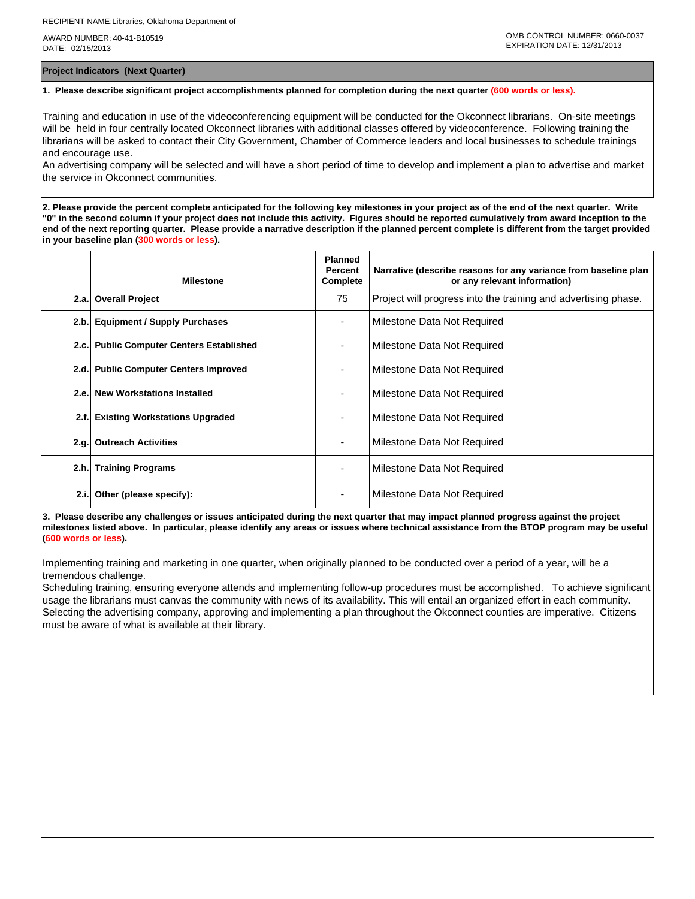RECIPIENT NAME:Libraries, Oklahoma Department of

AWARD NUMBER: 40-41-B10519
DATE: 02/15/2013

OMB CONTROL NUMBER: 0660-0037
EXPIRATION DATE: 12/31/2013

## Project Indicators (Next Quarter)

**1. Please describe significant project accomplishments planned for completion during the next quarter (600 words or less).**

Training and education in use of the videoconferencing equipment will be conducted for the Okconnect librarians. On-site meetings will be held in four centrally located Okconnect libraries with additional classes offered by videoconference. Following training the librarians will be asked to contact their City Government, Chamber of Commerce leaders and local businesses to schedule trainings and encourage use.
An advertising company will be selected and will have a short period of time to develop and implement a plan to advertise and market the service in Okconnect communities.

**2. Please provide the percent complete anticipated for the following key milestones in your project as of the end of the next quarter. Write "0" in the second column if your project does not include this activity. Figures should be reported cumulatively from award inception to the end of the next reporting quarter. Please provide a narrative description if the planned percent complete is different from the target provided in your baseline plan (300 words or less).**

| | Milestone | Planned Percent Complete | Narrative (describe reasons for any variance from baseline plan or any relevant information) |
|---|---|---|---|
| 2.a. | Overall Project | 75 | Project will progress into the training and advertising phase. |
| 2.b. | Equipment / Supply Purchases | - | Milestone Data Not Required |
| 2.c. | Public Computer Centers Established | - | Milestone Data Not Required |
| 2.d. | Public Computer Centers Improved | - | Milestone Data Not Required |
| 2.e. | New Workstations Installed | - | Milestone Data Not Required |
| 2.f. | Existing Workstations Upgraded | - | Milestone Data Not Required |
| 2.g. | Outreach Activities | - | Milestone Data Not Required |
| 2.h. | Training Programs | - | Milestone Data Not Required |
| 2.i. | Other (please specify): | - | Milestone Data Not Required |

**3. Please describe any challenges or issues anticipated during the next quarter that may impact planned progress against the project milestones listed above. In particular, please identify any areas or issues where technical assistance from the BTOP program may be useful (600 words or less).**

Implementing training and marketing in one quarter, when originally planned to be conducted over a period of a year, will be a tremendous challenge.
Scheduling training, ensuring everyone attends and implementing follow-up procedures must be accomplished. To achieve significant usage the librarians must canvas the community with news of its availability. This will entail an organized effort in each community. Selecting the advertising company, approving and implementing a plan throughout the Okconnect counties are imperative. Citizens must be aware of what is available at their library.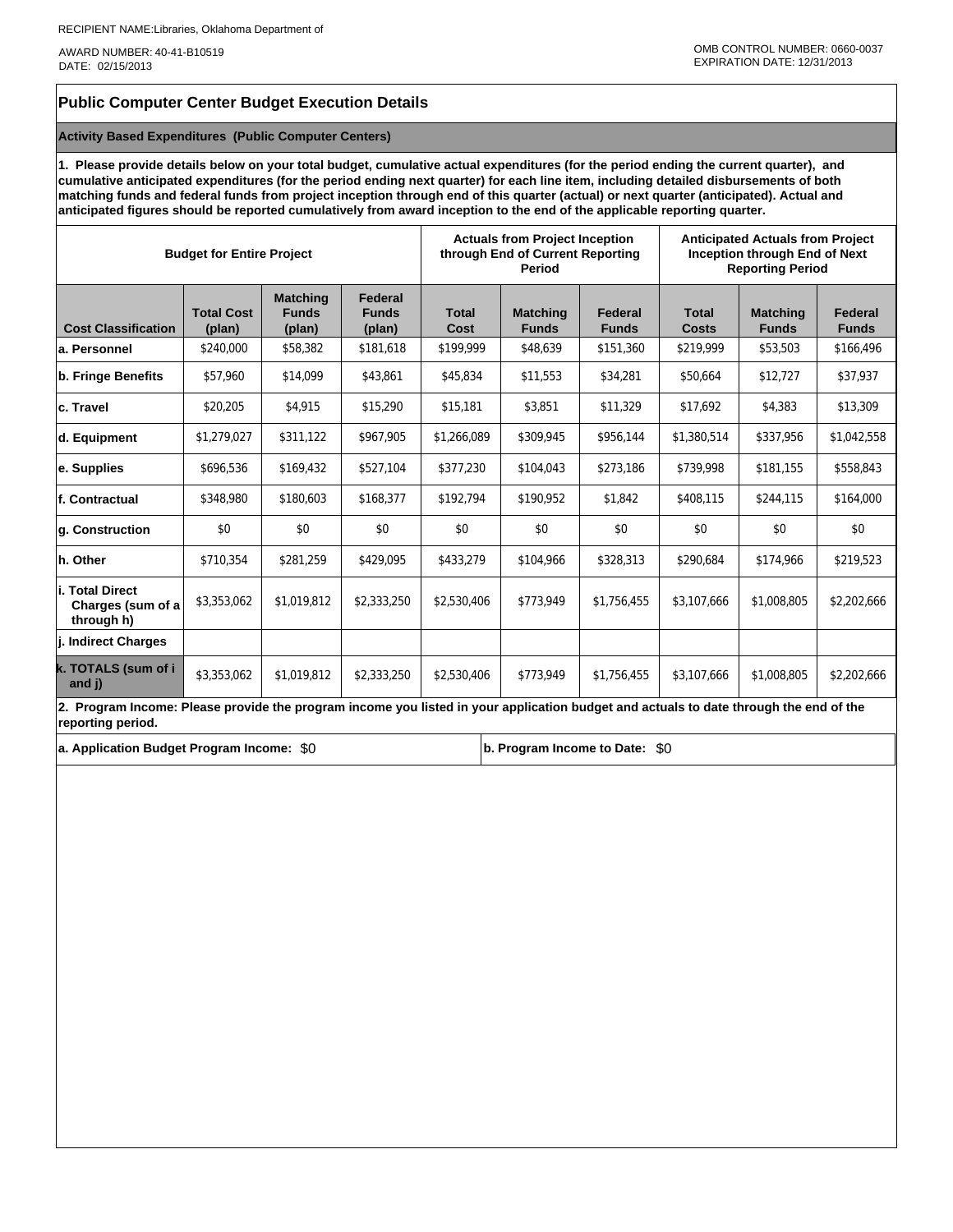RECIPIENT NAME:Libraries, Oklahoma Department of

AWARD NUMBER: 40-41-B10519
DATE: 02/15/2013

OMB CONTROL NUMBER: 0660-0037
EXPIRATION DATE: 12/31/2013

## Public Computer Center Budget Execution Details

**Activity Based Expenditures (Public Computer Centers)**

**1. Please provide details below on your total budget, cumulative actual expenditures (for the period ending the current quarter), and cumulative anticipated expenditures (for the period ending next quarter) for each line item, including detailed disbursements of both matching funds and federal funds from project inception through end of this quarter (actual) or next quarter (anticipated). Actual and anticipated figures should be reported cumulatively from award inception to the end of the applicable reporting quarter.**

| | Budget for Entire Project | | | Actuals from Project Inception through End of Current Reporting Period | | | Anticipated Actuals from Project Inception through End of Next Reporting Period | | |
|---|---|---|---|---|---|---|---|---|---|
| **Cost Classification** | **Total Cost (plan)** | **Matching Funds (plan)** | **Federal Funds (plan)** | **Total Cost** | **Matching Funds** | **Federal Funds** | **Total Costs** | **Matching Funds** | **Federal Funds** |
| a. Personnel | $240,000 | $58,382 | $181,618 | $199,999 | $48,639 | $151,360 | $219,999 | $53,503 | $166,496 |
| b. Fringe Benefits | $57,960 | $14,099 | $43,861 | $45,834 | $11,553 | $34,281 | $50,664 | $12,727 | $37,937 |
| c. Travel | $20,205 | $4,915 | $15,290 | $15,181 | $3,851 | $11,329 | $17,692 | $4,383 | $13,309 |
| d. Equipment | $1,279,027 | $311,122 | $967,905 | $1,266,089 | $309,945 | $956,144 | $1,380,514 | $337,956 | $1,042,558 |
| e. Supplies | $696,536 | $169,432 | $527,104 | $377,230 | $104,043 | $273,186 | $739,998 | $181,155 | $558,843 |
| f. Contractual | $348,980 | $180,603 | $168,377 | $192,794 | $190,952 | $1,842 | $408,115 | $244,115 | $164,000 |
| g. Construction | $0 | $0 | $0 | $0 | $0 | $0 | $0 | $0 | $0 |
| h. Other | $710,354 | $281,259 | $429,095 | $433,279 | $104,966 | $328,313 | $290,684 | $174,966 | $219,523 |
| i. Total Direct Charges (sum of a through h) | $3,353,062 | $1,019,812 | $2,333,250 | $2,530,406 | $773,949 | $1,756,455 | $3,107,666 | $1,008,805 | $2,202,666 |
| j. Indirect Charges | | | | | | | | | |
| k. TOTALS (sum of i and j) | $3,353,062 | $1,019,812 | $2,333,250 | $2,530,406 | $773,949 | $1,756,455 | $3,107,666 | $1,008,805 | $2,202,666 |

**2. Program Income: Please provide the program income you listed in your application budget and actuals to date through the end of the reporting period.**

| | |
|---|---|
| **a. Application Budget Program Income:** $0 | **b. Program Income to Date:** $0 |